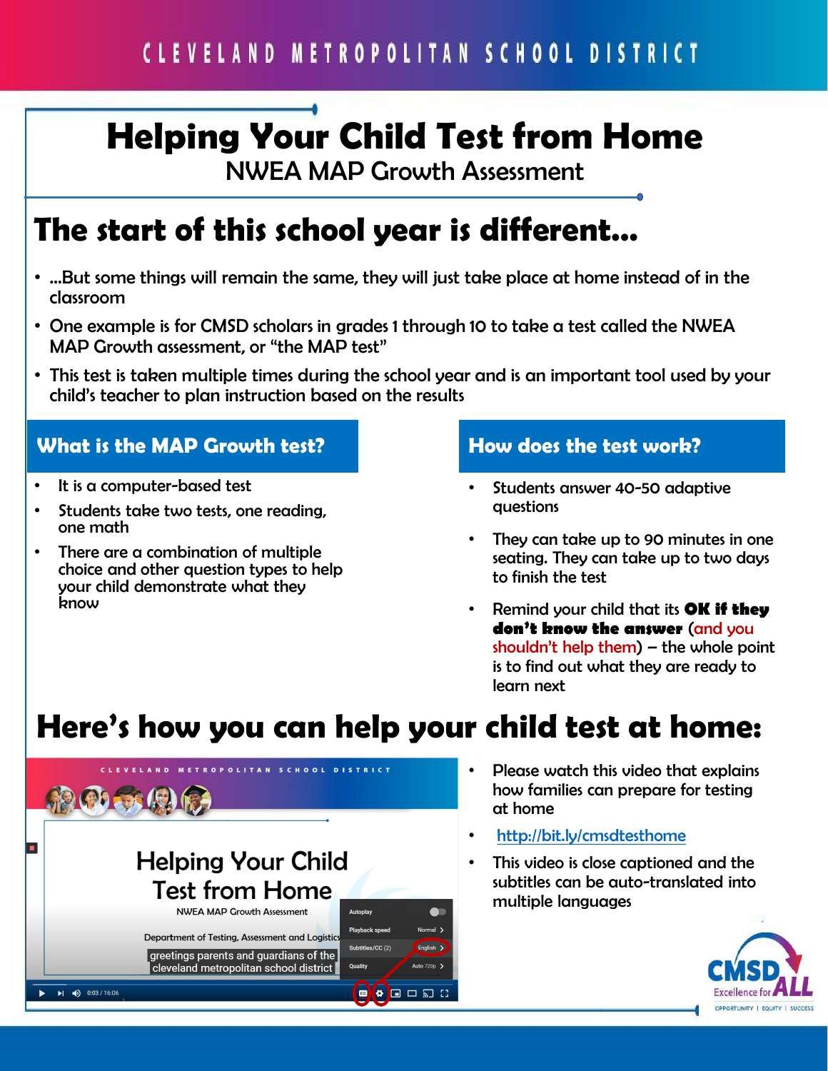CLEVELAND METROPOLITAN SCHOOL DISTRICT

# Helping Your Child Test from Home

NWEA MAP Growth Assessment

## The start of this school year is different…

- …But some things will remain the same, they will just take place at home instead of in the classroom
- One example is for CMSD scholars in grades 1 through 10 to take a test called the NWEA MAP Growth assessment, or "the MAP test"
- This test is taken multiple times during the school year and is an important tool used by your child's teacher to plan instruction based on the results

### What is the MAP Growth test?

- It is a computer-based test
- Students take two tests, one reading, one math
- There are a combination of multiple choice and other question types to help your child demonstrate what they know

### How does the test work?

- Students answer 40-50 adaptive questions
- They can take up to 90 minutes in one seating. They can take up to two days to finish the test
- Remind your child that its **OK if they don't know the answer** (and you shouldn't help them) – the whole point is to find out what they are ready to learn next

## Here's how you can help your child test at home:

- Please watch this video that explains how families can prepare for testing at home
- http://bit.ly/cmsdtesthome
- This video is close captioned and the subtitles can be auto-translated into multiple languages

CMSD Excellence for ALL

OPPORTUNITY | EQUITY | SUCCESS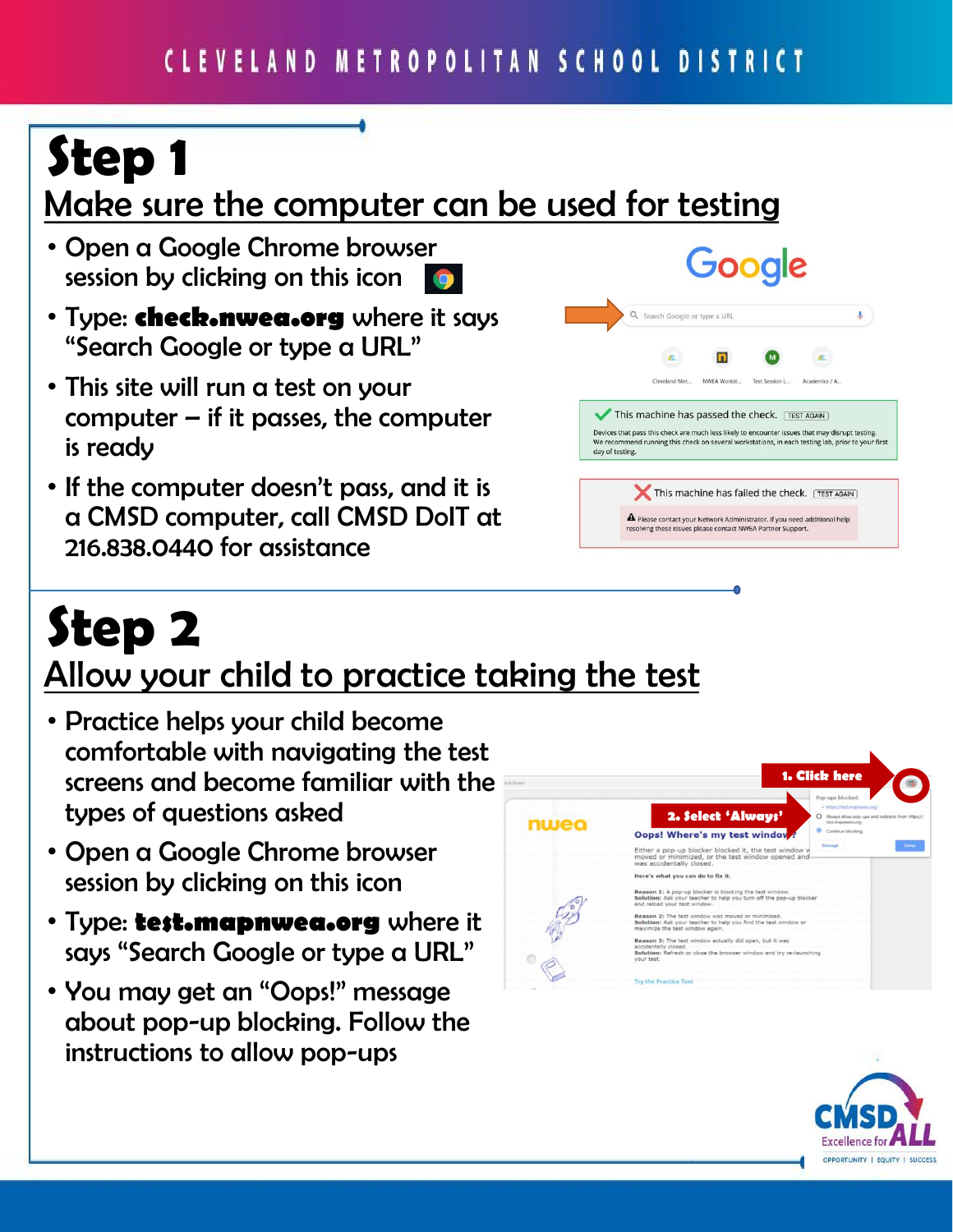CLEVELAND METROPOLITAN SCHOOL DISTRICT

# Step 1

## Make sure the computer can be used for testing

- Open a Google Chrome browser session by clicking on this icon
- Type: **check.nwea.org** where it says "Search Google or type a URL"
- This site will run a test on your computer – if it passes, the computer is ready
- If the computer doesn't pass, and it is a CMSD computer, call CMSD DoIT at 216.838.0440 for assistance

# Step 2

## Allow your child to practice taking the test

- Practice helps your child become comfortable with navigating the test screens and become familiar with the types of questions asked
- Open a Google Chrome browser session by clicking on this icon
- Type: **test.mapnwea.org** where it says "Search Google or type a URL"
- You may get an "Oops!" message about pop-up blocking. Follow the instructions to allow pop-ups

**1. Click here**

**2. Select 'Always'**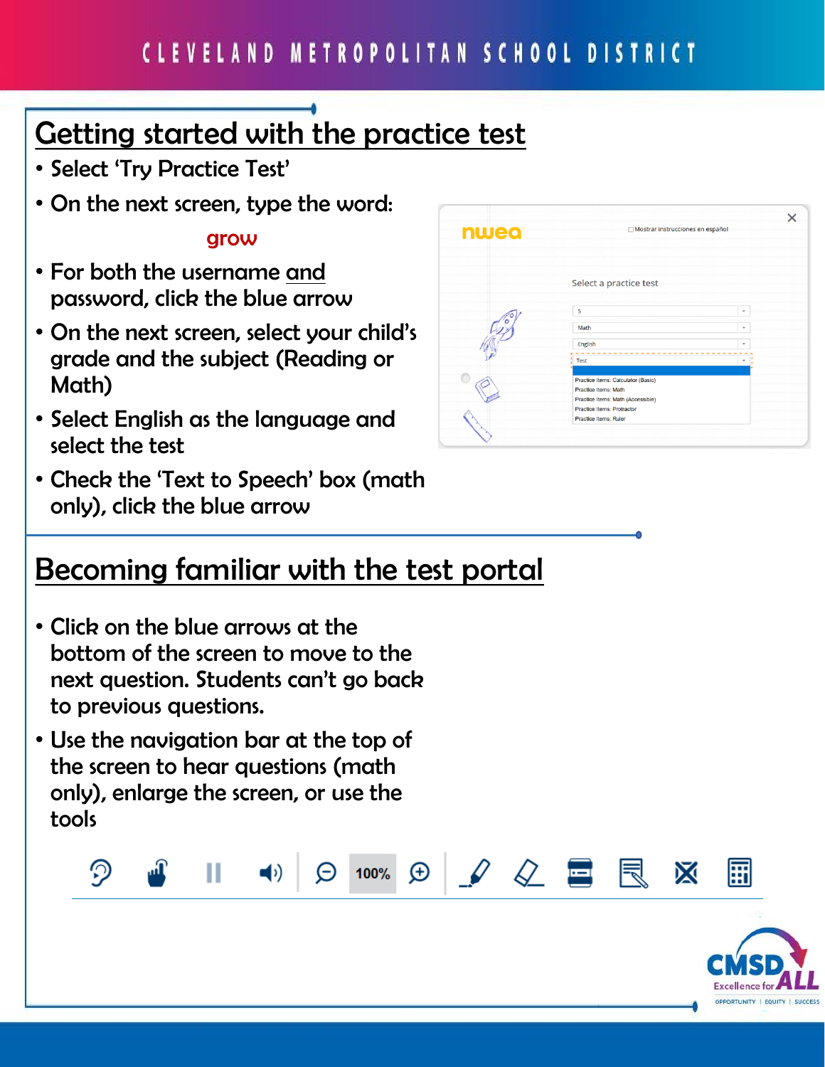## Getting started with the practice test

- Select 'Try Practice Test'
- On the next screen, type the word:

  grow

- For both the username and password, click the blue arrow
- On the next screen, select your child's grade and the subject (Reading or Math)
- Select English as the language and select the test
- Check the 'Text to Speech' box (math only), click the blue arrow

## Becoming familiar with the test portal

- Click on the blue arrows at the bottom of the screen to move to the next question. Students can't go back to previous questions.
- Use the navigation bar at the top of the screen to hear questions (math only), enlarge the screen, or use the tools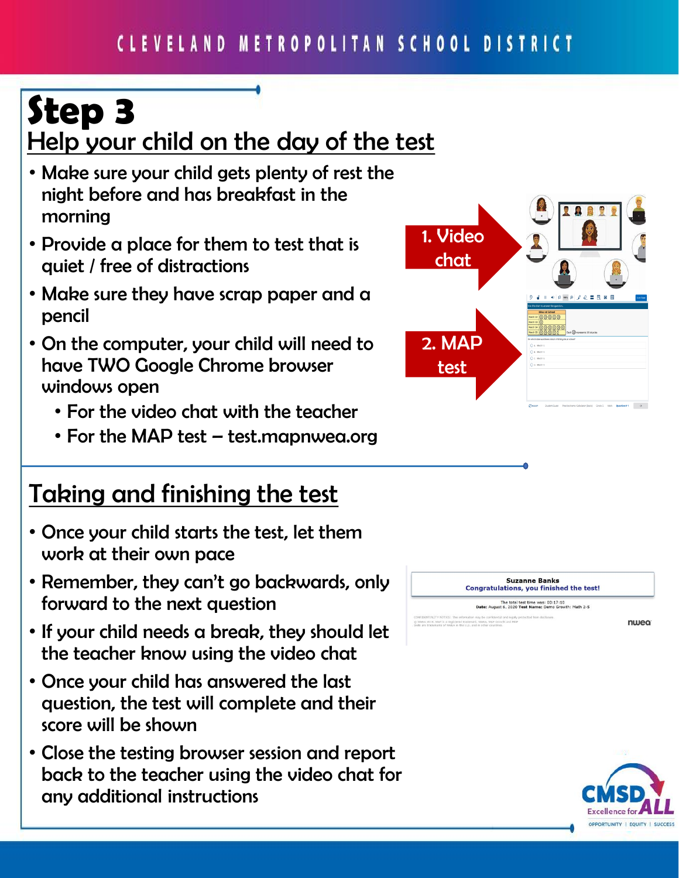# Step 3

## Help your child on the day of the test

- Make sure your child gets plenty of rest the night before and has breakfast in the morning
- Provide a place for them to test that is quiet / free of distractions
- Make sure they have scrap paper and a pencil
- On the computer, your child will need to have TWO Google Chrome browser windows open
  - For the video chat with the teacher
  - For the MAP test – test.mapnwea.org

1. Video chat

2. MAP test

## Taking and finishing the test

- Once your child starts the test, let them work at their own pace
- Remember, they can't go backwards, only forward to the next question
- If your child needs a break, they should let the teacher know using the video chat
- Once your child has answered the last question, the test will complete and their score will be shown
- Close the testing browser session and report back to the teacher using the video chat for any additional instructions

**Suzanne Banks**
**Congratulations, you finished the test!**

The total test time was: 00:17:10
**Date:** August 6, 2020 **Test Name:** Demo Growth: Math 2-5

nwea

CMSD Excellence for ALL
OPPORTUNITY | EQUITY | SUCCESS